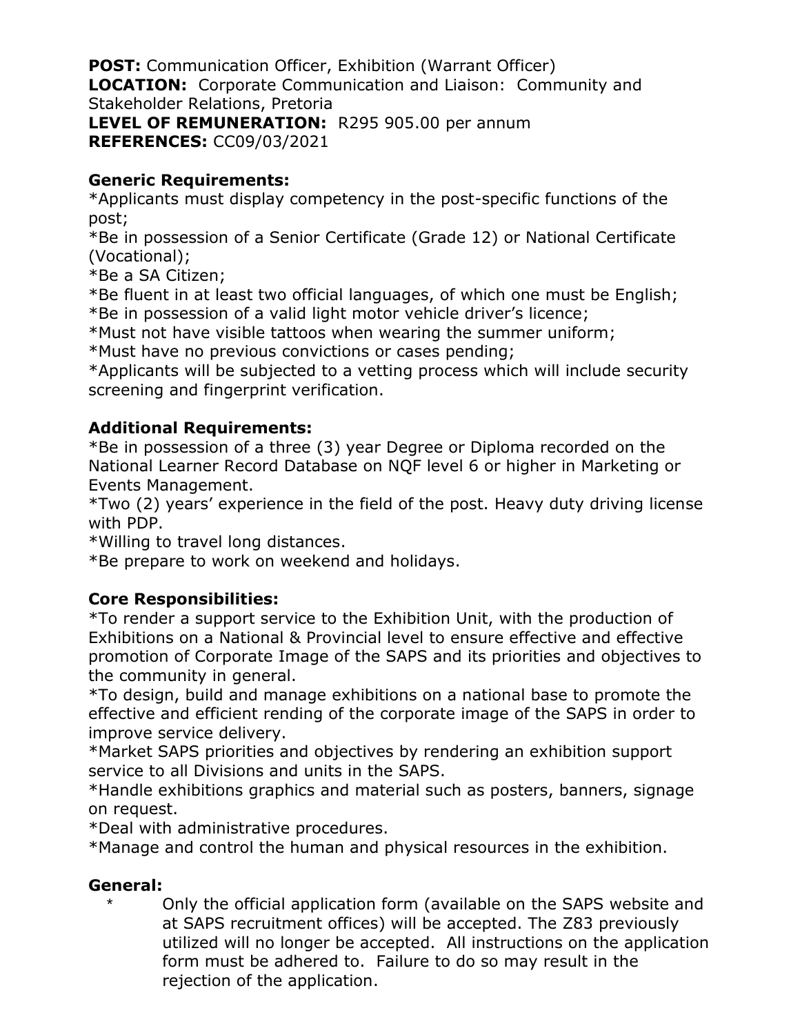**POST:** Communication Officer, Exhibition (Warrant Officer)
**LOCATION:** Corporate Communication and Liaison: Community and Stakeholder Relations, Pretoria
**LEVEL OF REMUNERATION:** R295 905.00 per annum
**REFERENCES:** CC09/03/2021

**Generic Requirements:**

*Applicants must display competency in the post-specific functions of the post;
*Be in possession of a Senior Certificate (Grade 12) or National Certificate (Vocational);
*Be a SA Citizen;
*Be fluent in at least two official languages, of which one must be English;
*Be in possession of a valid light motor vehicle driver's licence;
*Must not have visible tattoos when wearing the summer uniform;
*Must have no previous convictions or cases pending;
*Applicants will be subjected to a vetting process which will include security screening and fingerprint verification.

**Additional Requirements:**

*Be in possession of a three (3) year Degree or Diploma recorded on the National Learner Record Database on NQF level 6 or higher in Marketing or Events Management.
*Two (2) years' experience in the field of the post. Heavy duty driving license with PDP.
*Willing to travel long distances.
*Be prepare to work on weekend and holidays.

**Core Responsibilities:**

*To render a support service to the Exhibition Unit, with the production of Exhibitions on a National & Provincial level to ensure effective and effective promotion of Corporate Image of the SAPS and its priorities and objectives to the community in general.
*To design, build and manage exhibitions on a national base to promote the effective and efficient rending of the corporate image of the SAPS in order to improve service delivery.
*Market SAPS priorities and objectives by rendering an exhibition support service to all Divisions and units in the SAPS.
*Handle exhibitions graphics and material such as posters, banners, signage on request.
*Deal with administrative procedures.
*Manage and control the human and physical resources in the exhibition.

**General:**

- Only the official application form (available on the SAPS website and at SAPS recruitment offices) will be accepted. The Z83 previously utilized will no longer be accepted. All instructions on the application form must be adhered to. Failure to do so may result in the rejection of the application.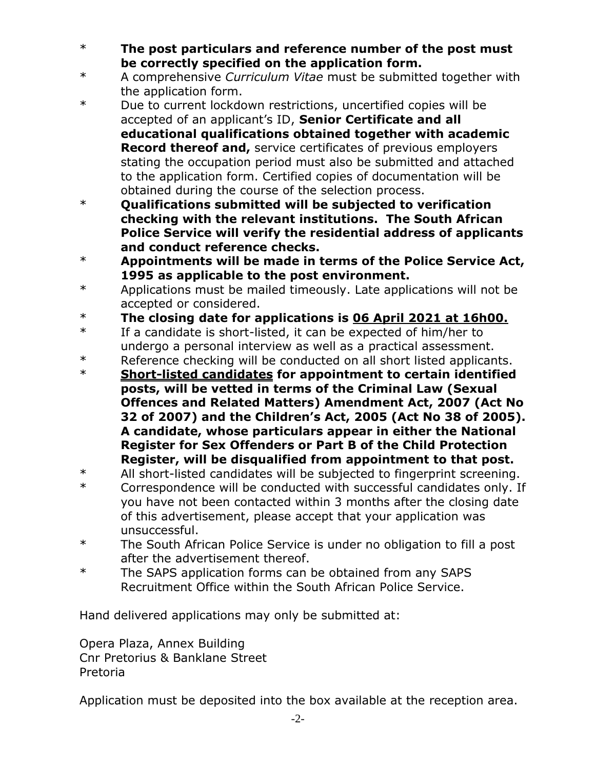* **The post particulars and reference number of the post must be correctly specified on the application form.**
* A comprehensive *Curriculum Vitae* must be submitted together with the application form.
* Due to current lockdown restrictions, uncertified copies will be accepted of an applicant's ID, **Senior Certificate and all educational qualifications obtained together with academic Record thereof and,** service certificates of previous employers stating the occupation period must also be submitted and attached to the application form. Certified copies of documentation will be obtained during the course of the selection process.
* **Qualifications submitted will be subjected to verification checking with the relevant institutions. The South African Police Service will verify the residential address of applicants and conduct reference checks.**
* **Appointments will be made in terms of the Police Service Act, 1995 as applicable to the post environment.**
* Applications must be mailed timeously. Late applications will not be accepted or considered.
* **The closing date for applications is <u>06 April 2021 at 16h00.</u>**
* If a candidate is short-listed, it can be expected of him/her to undergo a personal interview as well as a practical assessment.
* Reference checking will be conducted on all short listed applicants.
* **<u>Short-listed candidates</u> for appointment to certain identified posts, will be vetted in terms of the Criminal Law (Sexual Offences and Related Matters) Amendment Act, 2007 (Act No 32 of 2007) and the Children's Act, 2005 (Act No 38 of 2005). A candidate, whose particulars appear in either the National Register for Sex Offenders or Part B of the Child Protection Register, will be disqualified from appointment to that post.**
* All short-listed candidates will be subjected to fingerprint screening.
* Correspondence will be conducted with successful candidates only. If you have not been contacted within 3 months after the closing date of this advertisement, please accept that your application was unsuccessful.
* The South African Police Service is under no obligation to fill a post after the advertisement thereof.
* The SAPS application forms can be obtained from any SAPS Recruitment Office within the South African Police Service.

Hand delivered applications may only be submitted at:

Opera Plaza, Annex Building
Cnr Pretorius & Banklane Street
Pretoria

Application must be deposited into the box available at the reception area.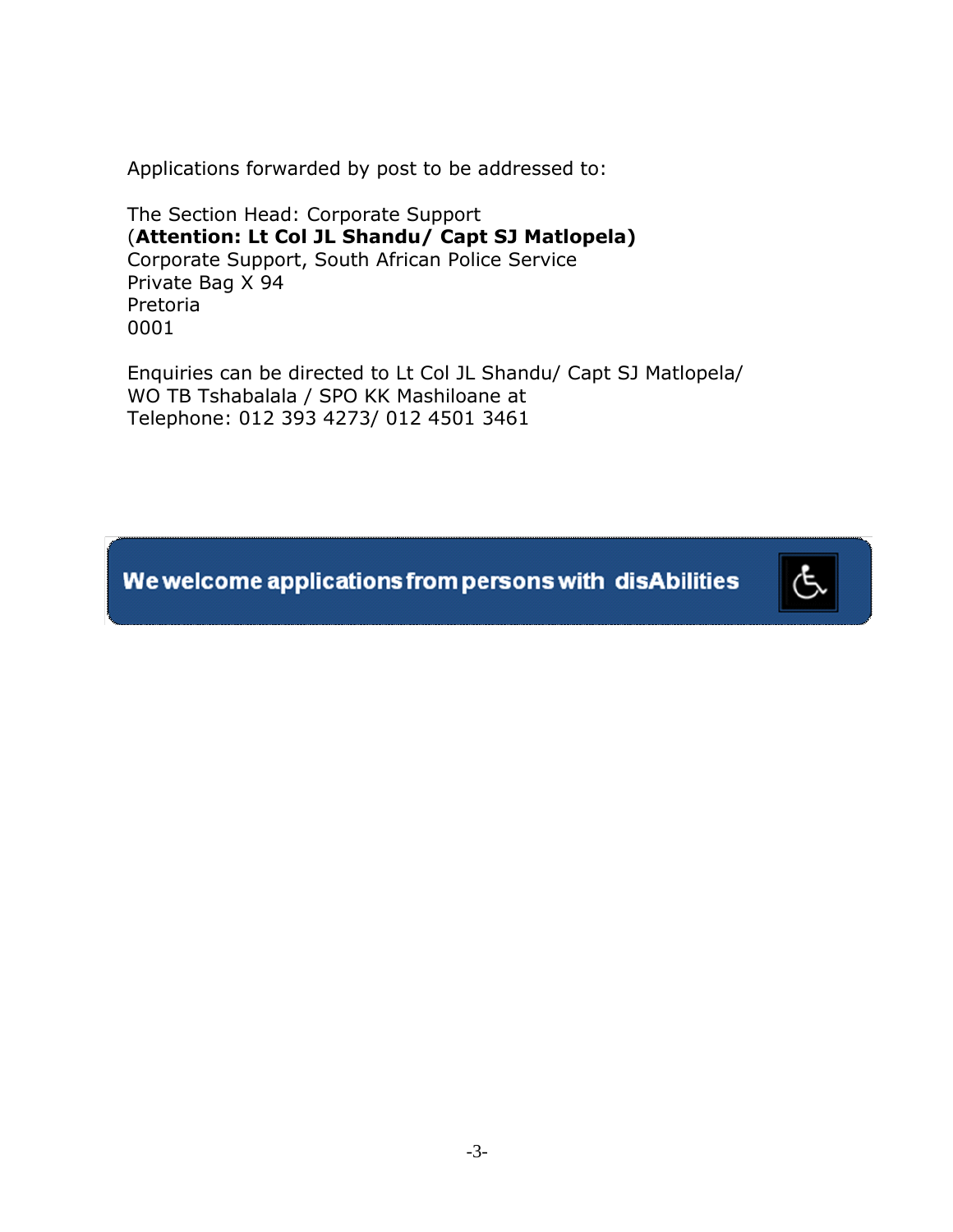Applications forwarded by post to be addressed to:

The Section Head: Corporate Support
(**Attention: Lt Col JL Shandu/ Capt SJ Matlopela)**
Corporate Support, South African Police Service
Private Bag X 94
Pretoria
0001

Enquiries can be directed to Lt Col JL Shandu/ Capt SJ Matlopela/
WO TB Tshabalala / SPO KK Mashiloane at
Telephone: 012 393 4273/ 012 4501 3461

**We welcome applications from persons with disAbilities**